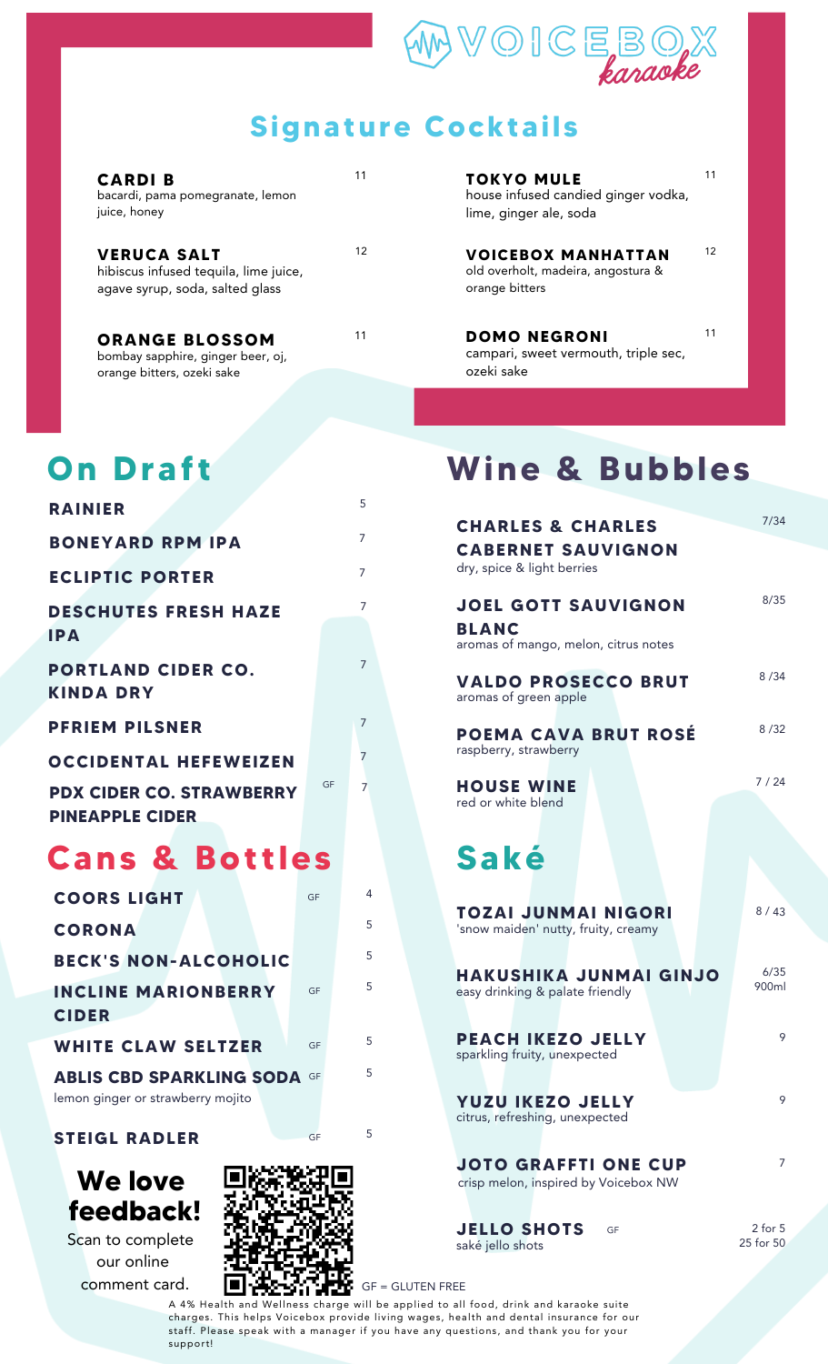# VOICEBOX karaoke

## Signature Cocktails

**CARDI B** 11
bacardi, pama pomegranate, lemon juice, honey

**VERUCA SALT** 12
hibiscus infused tequila, lime juice, agave syrup, soda, salted glass

**ORANGE BLOSSOM** 11
bombay sapphire, ginger beer, oj, orange bitters, ozeki sake

**TOKYO MULE** 11
house infused candied ginger vodka, lime, ginger ale, soda

**VOICEBOX MANHATTAN** 12
old overholt, madeira, angostura & orange bitters

**DOMO NEGRONI** 11
campari, sweet vermouth, triple sec, ozeki sake

## On Draft

| Item | | Price |
|---|---|---|
| **RAINIER** | | 5 |
| **BONEYARD RPM IPA** | | 7 |
| **ECLIPTIC PORTER** | | 7 |
| **DESCHUTES FRESH HAZE IPA** | | 7 |
| **PORTLAND CIDER CO. KINDA DRY** | | 7 |
| **PFRIEM PILSNER** | | 7 |
| **OCCIDENTAL HEFEWEIZEN** | | 7 |
| **PDX CIDER CO. STRAWBERRY PINEAPPLE CIDER** | GF | 7 |

## Cans & Bottles

| Item | | Price |
|---|---|---|
| **COORS LIGHT** | GF | 4 |
| **CORONA** | | 5 |
| **BECK'S NON-ALCOHOLIC** | | 5 |
| **INCLINE MARIONBERRY CIDER** | GF | 5 |
| **WHITE CLAW SELTZER** | GF | 5 |
| **ABLIS CBD SPARKLING SODA** lemon ginger or strawberry mojito | GF | 5 |
| **STEIGL RADLER** | GF | 5 |

## Wine & Bubbles

**CHARLES & CHARLES CABERNET SAUVIGNON** 7/34
dry, spice & light berries

**JOEL GOTT SAUVIGNON BLANC** 8/35
aromas of mango, melon, citrus notes

**VALDO PROSECCO BRUT** 8 /34
aromas of green apple

**POEMA CAVA BRUT ROSÉ** 8 /32
raspberry, strawberry

**HOUSE WINE** 7 / 24
red or white blend

## Saké

**TOZAI JUNMAI NIGORI** 8 / 43
'snow maiden' nutty, fruity, creamy

**HAKUSHIKA JUNMAI GINJO** 6/35 900ml
easy drinking & palate friendly

**PEACH IKEZO JELLY** 9
sparkling fruity, unexpected

**YUZU IKEZO JELLY** 9
citrus, refreshing, unexpected

**JOTO GRAFFTI ONE CUP** 7
crisp melon, inspired by Voicebox NW

**JELLO SHOTS** GF 2 for 5 / 25 for 50
saké jello shots

## We love feedback!

Scan to complete our online comment card.

GF = GLUTEN FREE

A 4% Health and Wellness charge will be applied to all food, drink and karaoke suite charges. This helps Voicebox provide living wages, health and dental insurance for our staff. Please speak with a manager if you have any questions, and thank you for your support!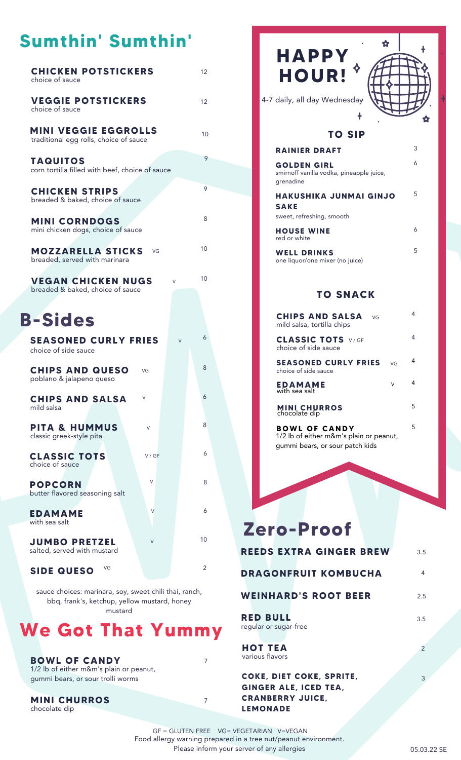## Sumthin' Sumthin'

| | | |
|---|---|---|
| **CHICKEN POTSTICKERS**<br>choice of sauce | | 12 |
| **VEGGIE POTSTICKERS**<br>choice of sauce | | 12 |
| **MINI VEGGIE EGGROLLS**<br>traditional egg rolls, choice of sauce | | 10 |
| **TAQUITOS**<br>corn tortilla filled with beef, choice of sauce | | 9 |
| **CHICKEN STRIPS**<br>breaded & baked, choice of sauce | | 9 |
| **MINI CORNDOGS**<br>mini chicken dogs, choice of sauce | | 8 |
| **MOZZARELLA STICKS**<br>breaded, served with marinara | VG | 10 |
| **VEGAN CHICKEN NUGS**<br>breaded & baked, choice of sauce | V | 10 |

## B-Sides

| | | |
|---|---|---|
| **SEASONED CURLY FRIES**<br>choice of side sauce | V | 6 |
| **CHIPS AND QUESO**<br>poblano & jalapeno queso | VG | 8 |
| **CHIPS AND SALSA**<br>mild salsa | V | 6 |
| **PITA & HUMMUS**<br>classic greek-style pita | V | 8 |
| **CLASSIC TOTS**<br>choice of sauce | V / GF | 6 |
| **POPCORN**<br>butter flavored seasoning salt | V | 8 |
| **EDAMAME**<br>with sea salt | V | 6 |
| **JUMBO PRETZEL**<br>salted, served with mustard | V | 10 |
| **SIDE QUESO** | VG | 2 |

sauce choices: marinara, soy, sweet chili thai, ranch, bbq, frank's, ketchup, yellow mustard, honey mustard

## We Got That Yummy

| | |
|---|---|
| **BOWL OF CANDY**<br>1/2 lb of either m&m's plain or peanut, gummi bears, or sour trolli worms | 7 |
| **MINI CHURROS**<br>chocolate dip | 7 |

## HAPPY HOUR!

4-7 daily, all day Wednesday

### TO SIP

| | |
|---|---|
| **RAINIER DRAFT** | 3 |
| **GOLDEN GIRL**<br>smirnoff vanilla vodka, pineapple juice, grenadine | 6 |
| **HAKUSHIKA JUNMAI GINJO SAKE**<br>sweet, refreshing, smooth | 5 |
| **HOUSE WINE**<br>red or white | 6 |
| **WELL DRINKS**<br>one liquor/one mixer (no juice) | 5 |

### TO SNACK

| | | |
|---|---|---|
| **CHIPS AND SALSA**<br>mild salsa, tortilla chips | VG | 4 |
| **CLASSIC TOTS**<br>choice of side sauce | V / GF | 4 |
| **SEASONED CURLY FRIES**<br>choice of side sauce | VG | 4 |
| **EDAMAME**<br>with sea salt | V | 4 |
| **MINI CHURROS**<br>chocolate dip | | 5 |
| **BOWL OF CANDY**<br>1/2 lb of either m&m's plain or peanut, gummi bears, or sour patch kids | | 5 |

## Zero-Proof

| | |
|---|---|
| **REEDS EXTRA GINGER BREW** | 3.5 |
| **DRAGONFRUIT KOMBUCHA** | 4 |
| **WEINHARD'S ROOT BEER** | 2.5 |
| **RED BULL**<br>regular or sugar-free | 3.5 |
| **HOT TEA**<br>various flavors | 2 |
| **COKE, DIET COKE, SPRITE, GINGER ALE, ICED TEA, CRANBERRY JUICE, LEMONADE** | 3 |

GF = GLUTEN FREE VG= VEGETARIAN V=VEGAN
Food allergy warning prepared in a tree nut/peanut environment.
Please inform your server of any allergies

05.03.22 SE